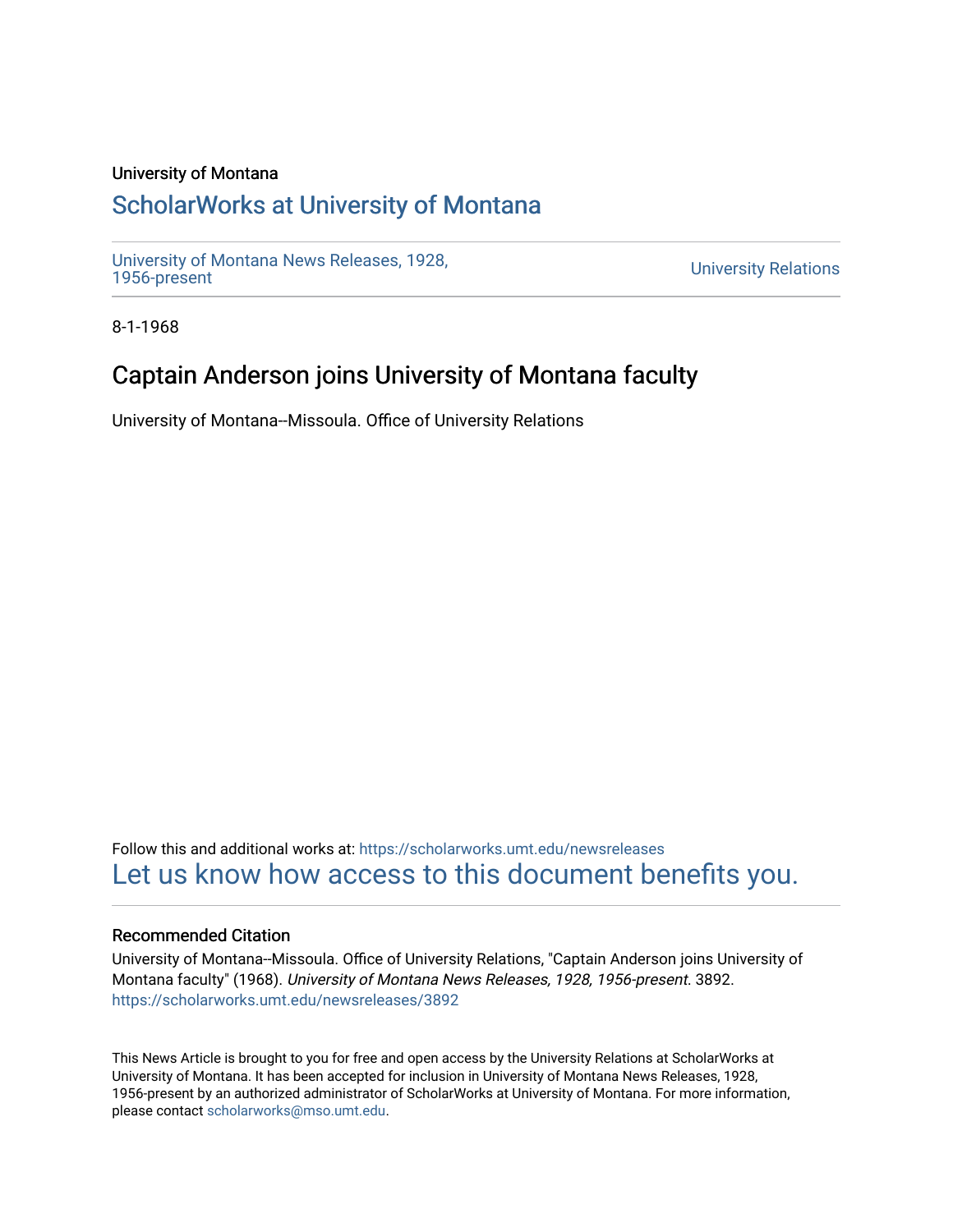University of Montana

# ScholarWorks at University of Montana

University of Montana News Releases, 1928, 1956-present

University Relations

8-1-1968

## Captain Anderson joins University of Montana faculty

University of Montana--Missoula. Office of University Relations

Follow this and additional works at: https://scholarworks.umt.edu/newsreleases

Let us know how access to this document benefits you.

### Recommended Citation

University of Montana--Missoula. Office of University Relations, "Captain Anderson joins University of Montana faculty" (1968). *University of Montana News Releases, 1928, 1956-present*. 3892. https://scholarworks.umt.edu/newsreleases/3892

This News Article is brought to you for free and open access by the University Relations at ScholarWorks at University of Montana. It has been accepted for inclusion in University of Montana News Releases, 1928, 1956-present by an authorized administrator of ScholarWorks at University of Montana. For more information, please contact scholarworks@mso.umt.edu.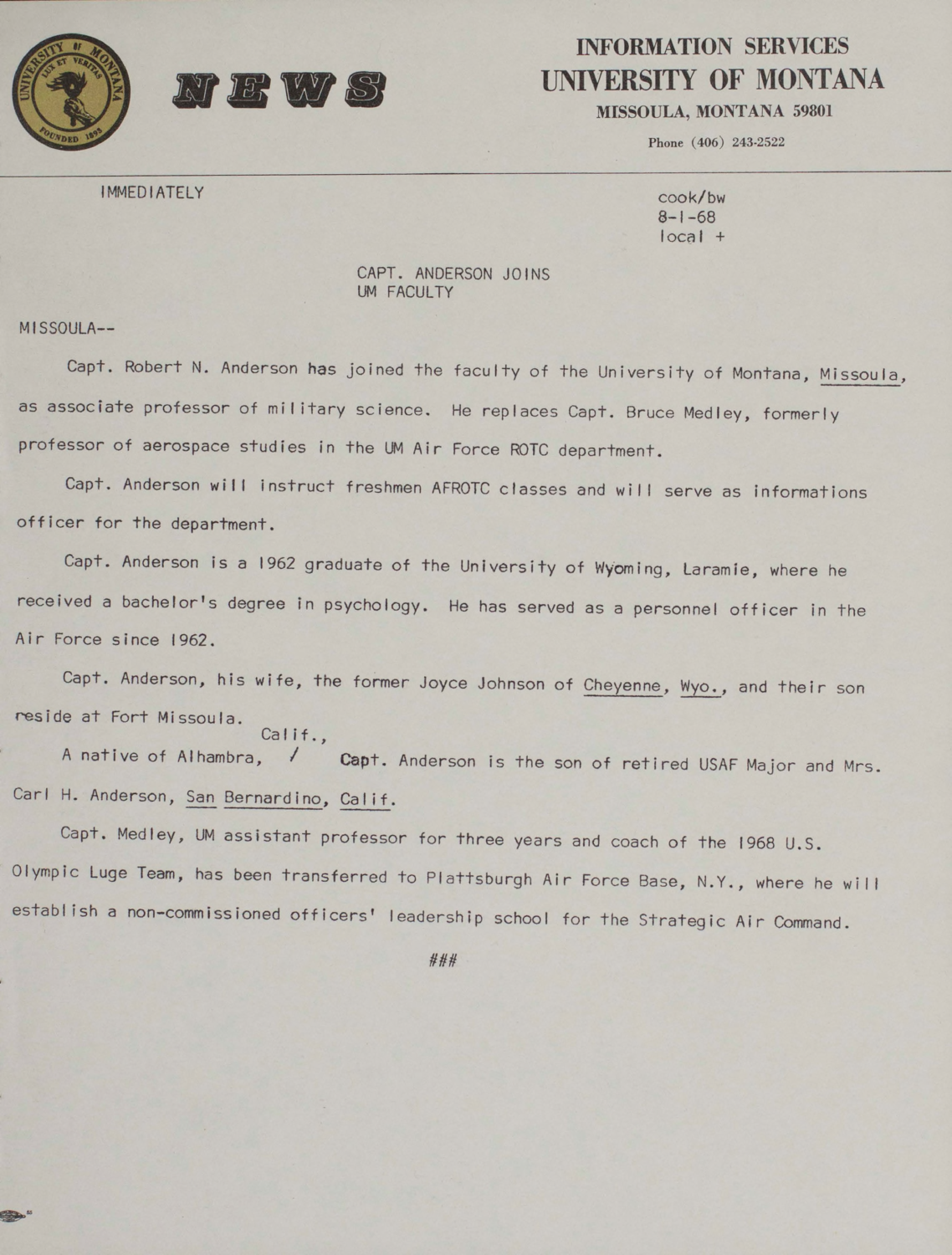# INFORMATION SERVICES
# UNIVERSITY OF MONTANA
**MISSOULA, MONTANA 59801**

Phone (406) 243-2522

NEWS

IMMEDIATELY

cook/bw
8-1-68
local +

CAPT. ANDERSON JOINS
UM FACULTY

MISSOULA--

Capt. Robert N. Anderson has joined the faculty of the University of Montana, Missoula, as associate professor of military science. He replaces Capt. Bruce Medley, formerly professor of aerospace studies in the UM Air Force ROTC department.

Capt. Anderson will instruct freshmen AFROTC classes and will serve as informations officer for the department.

Capt. Anderson is a 1962 graduate of the University of Wyoming, Laramie, where he received a bachelor's degree in psychology. He has served as a personnel officer in the Air Force since 1962.

Capt. Anderson, his wife, the former Joyce Johnson of Cheyenne, Wyo., and their son reside at Fort Missoula.

A native of Alhambra, Calif., Capt. Anderson is the son of retired USAF Major and Mrs. Carl H. Anderson, San Bernardino, Calif.

Capt. Medley, UM assistant professor for three years and coach of the 1968 U.S. Olympic Luge Team, has been transferred to Plattsburgh Air Force Base, N.Y., where he will establish a non-commissioned officers' leadership school for the Strategic Air Command.

###